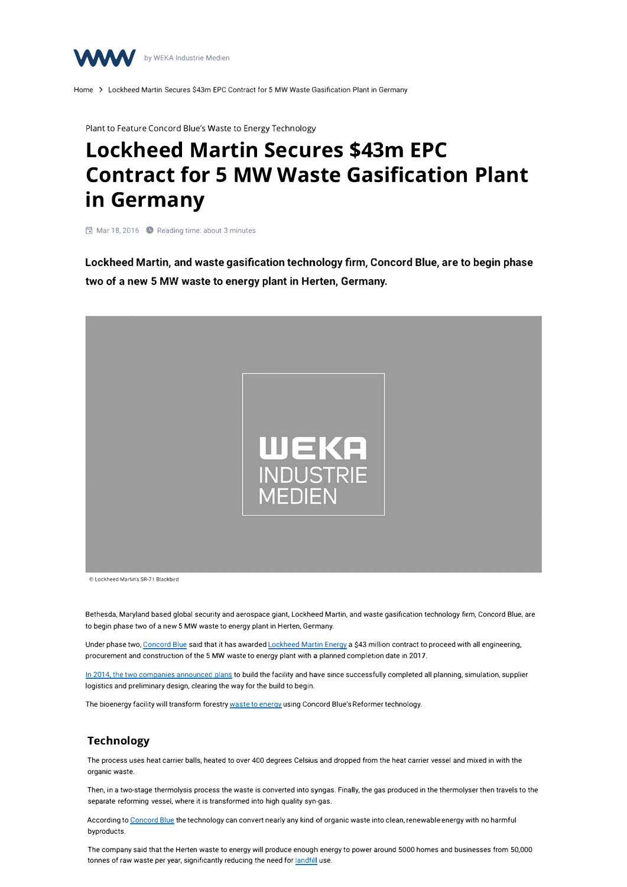Home > Lockheed Martin Secures $43m EPC Contract for 5 MW Waste Gasification Plant in Germany

Plant to Feature Concord Blue's Waste to Energy Technology

# Lockheed Martin Secures $43m EPC Contract for 5 MW Waste Gasification Plant in Germany

Mar 18, 2016 Reading time: about 3 minutes

**Lockheed Martin, and waste gasification technology firm, Concord Blue, are to begin phase two of a new 5 MW waste to energy plant in Herten, Germany.**

© Lockheed Martin's SR-71 Blackbird

Bethesda, Maryland based global security and aerospace giant, Lockheed Martin, and waste gasification technology firm, Concord Blue, are to begin phase two of a new 5 MW waste to energy plant in Herten, Germany.

Under phase two, Concord Blue said that it has awarded Lockheed Martin Energy a $43 million contract to proceed with all engineering, procurement and construction of the 5 MW waste to energy plant with a planned completion date in 2017.

In 2014, the two companies announced plans to build the facility and have since successfully completed all planning, simulation, supplier logistics and preliminary design, clearing the way for the build to begin.

The bioenergy facility will transform forestry waste to energy using Concord Blue's Reformer technology.

## Technology

The process uses heat carrier balls, heated to over 400 degrees Celsius and dropped from the heat carrier vessel and mixed in with the organic waste.

Then, in a two-stage thermolysis process the waste is converted into syngas. Finally, the gas produced in the thermolyser then travels to the separate reforming vessel, where it is transformed into high quality syn-gas.

According to Concord Blue the technology can convert nearly any kind of organic waste into clean, renewable energy with no harmful byproducts.

The company said that the Herten waste to energy will produce enough energy to power around 5000 homes and businesses from 50,000 tonnes of raw waste per year, significantly reducing the need for landfill use.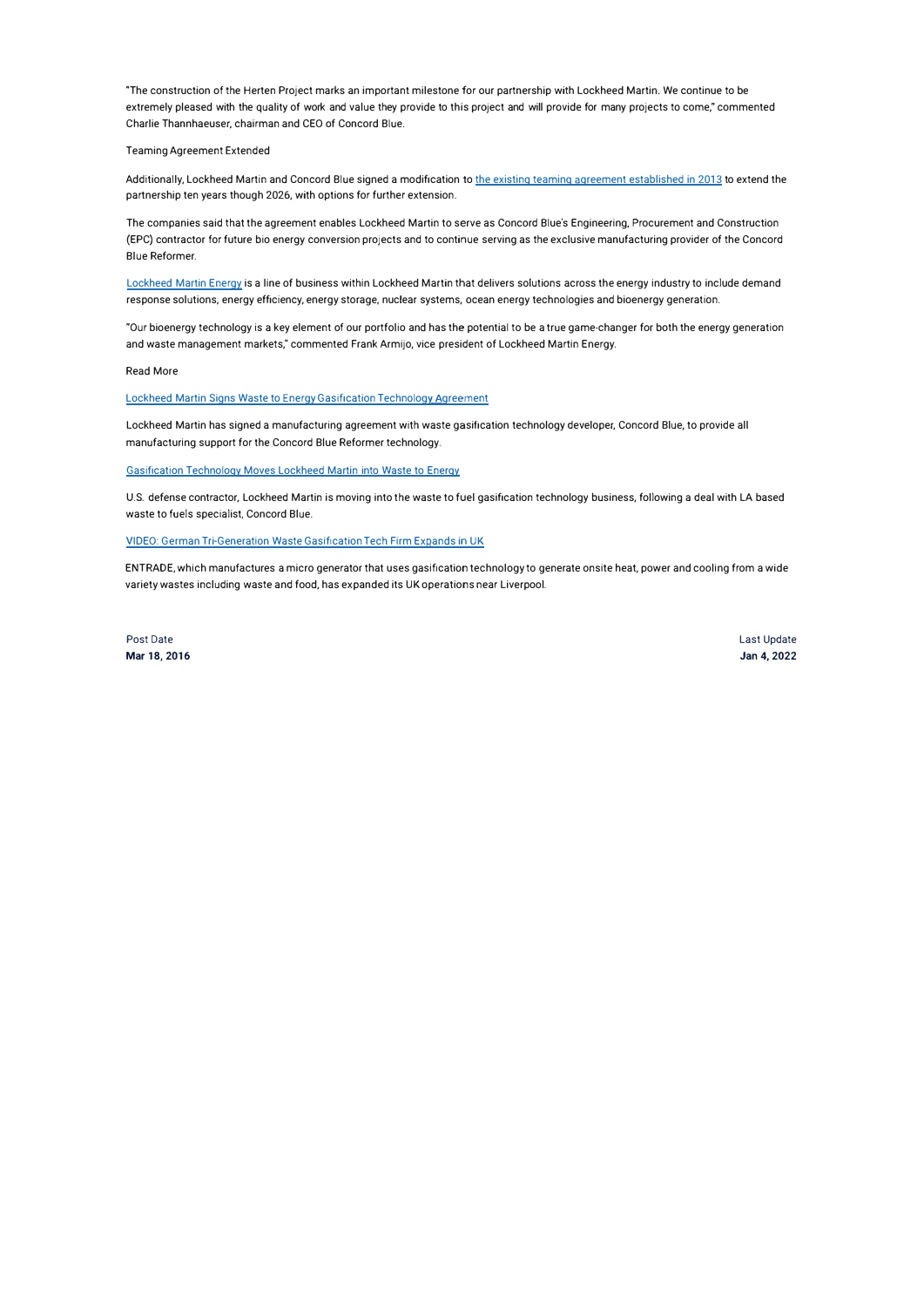"The construction of the Herten Project marks an important milestone for our partnership with Lockheed Martin. We continue to be extremely pleased with the quality of work and value they provide to this project and will provide for many projects to come," commented Charlie Thannhaeuser, chairman and CEO of Concord Blue.

Teaming Agreement Extended

Additionally, Lockheed Martin and Concord Blue signed a modification to the existing teaming agreement established in 2013 to extend the partnership ten years though 2026, with options for further extension.

The companies said that the agreement enables Lockheed Martin to serve as Concord Blue's Engineering, Procurement and Construction (EPC) contractor for future bio energy conversion projects and to continue serving as the exclusive manufacturing provider of the Concord Blue Reformer.

Lockheed Martin Energy is a line of business within Lockheed Martin that delivers solutions across the energy industry to include demand response solutions, energy efficiency, energy storage, nuclear systems, ocean energy technologies and bioenergy generation.

"Our bioenergy technology is a key element of our portfolio and has the potential to be a true game-changer for both the energy generation and waste management markets," commented Frank Armijo, vice president of Lockheed Martin Energy.

Read More

Lockheed Martin Signs Waste to Energy Gasification Technology Agreement

Lockheed Martin has signed a manufacturing agreement with waste gasification technology developer, Concord Blue, to provide all manufacturing support for the Concord Blue Reformer technology.

Gasification Technology Moves Lockheed Martin into Waste to Energy

U.S. defense contractor, Lockheed Martin is moving into the waste to fuel gasification technology business, following a deal with LA based waste to fuels specialist, Concord Blue.

VIDEO: German Tri-Generation Waste Gasification Tech Firm Expands in UK

ENTRADE, which manufactures a micro generator that uses gasification technology to generate onsite heat, power and cooling from a wide variety wastes including waste and food, has expanded its UK operations near Liverpool.

Post Date
**Mar 18, 2016**

Last Update
**Jan 4, 2022**